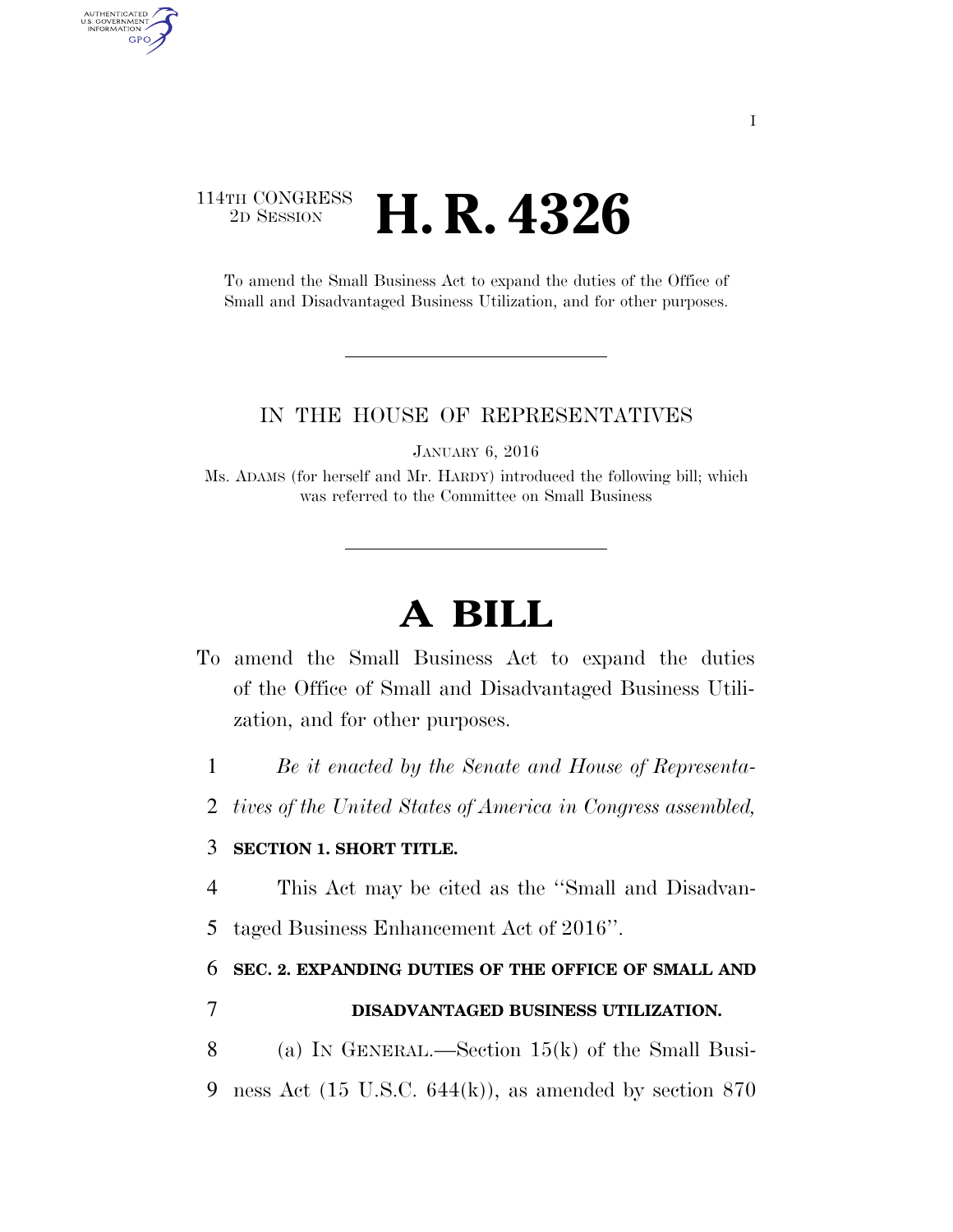114TH CONGRESS
2D SESSION

# H. R. 4326

To amend the Small Business Act to expand the duties of the Office of Small and Disadvantaged Business Utilization, and for other purposes.

---

IN THE HOUSE OF REPRESENTATIVES

JANUARY 6, 2016

Ms. ADAMS (for herself and Mr. HARDY) introduced the following bill; which was referred to the Committee on Small Business

---

# A BILL

To amend the Small Business Act to expand the duties of the Office of Small and Disadvantaged Business Utilization, and for other purposes.

1 *Be it enacted by the Senate and House of Representa-*
2 *tives of the United States of America in Congress assembled,*

3 **SECTION 1. SHORT TITLE.**

4 This Act may be cited as the ''Small and Disadvan-
5 taged Business Enhancement Act of 2016''.

6 **SEC. 2. EXPANDING DUTIES OF THE OFFICE OF SMALL AND**
7 **DISADVANTAGED BUSINESS UTILIZATION.**

8 (a) IN GENERAL.—Section 15(k) of the Small Busi-
9 ness Act (15 U.S.C. 644(k)), as amended by section 870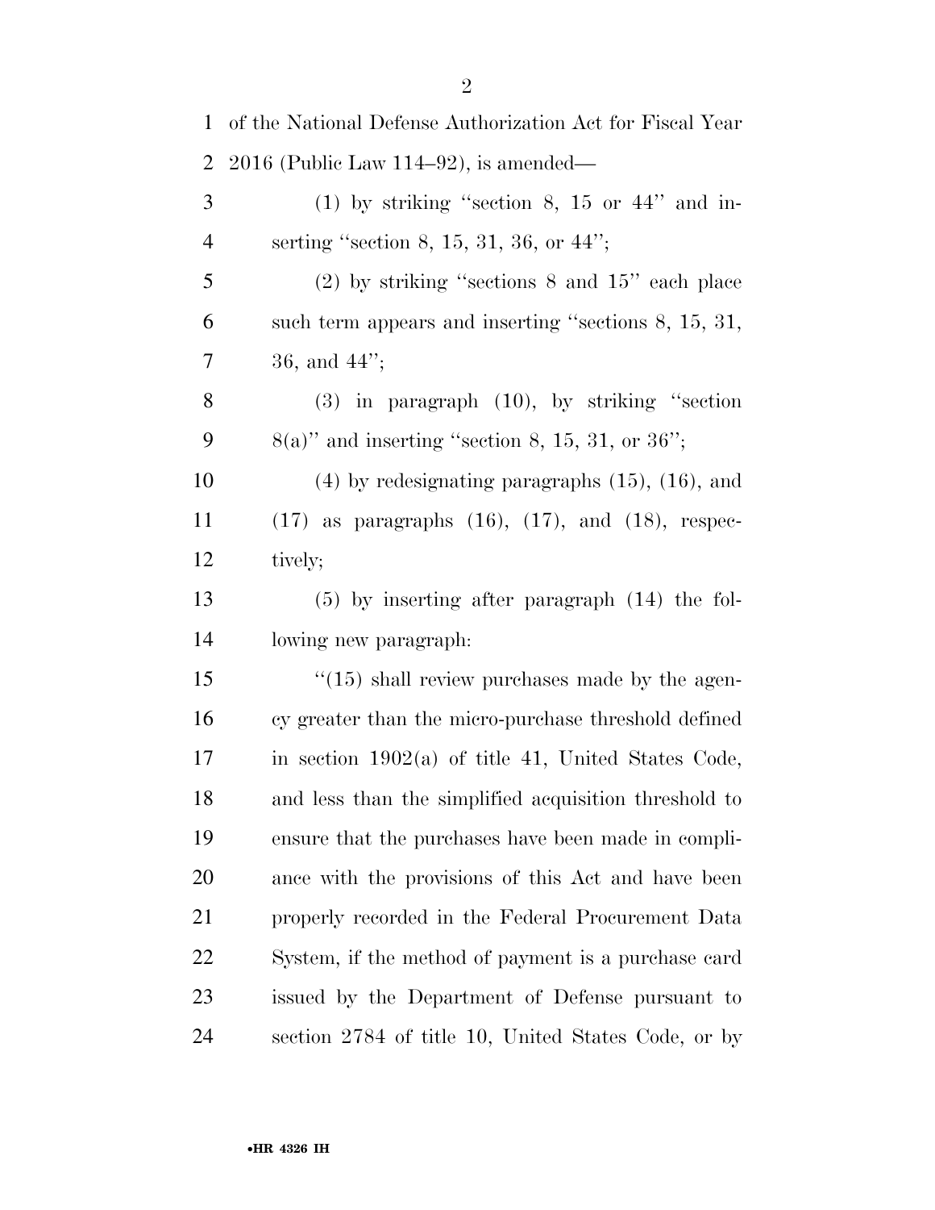of the National Defense Authorization Act for Fiscal Year 2016 (Public Law 114–92), is amended—

(1) by striking "section 8, 15 or 44" and inserting "section 8, 15, 31, 36, or 44";

(2) by striking "sections 8 and 15" each place such term appears and inserting "sections 8, 15, 31, 36, and 44";

(3) in paragraph (10), by striking "section 8(a)" and inserting "section 8, 15, 31, or 36";

(4) by redesignating paragraphs (15), (16), and (17) as paragraphs (16), (17), and (18), respectively;

(5) by inserting after paragraph (14) the following new paragraph:

"(15) shall review purchases made by the agency greater than the micro-purchase threshold defined in section 1902(a) of title 41, United States Code, and less than the simplified acquisition threshold to ensure that the purchases have been made in compliance with the provisions of this Act and have been properly recorded in the Federal Procurement Data System, if the method of payment is a purchase card issued by the Department of Defense pursuant to section 2784 of title 10, United States Code, or by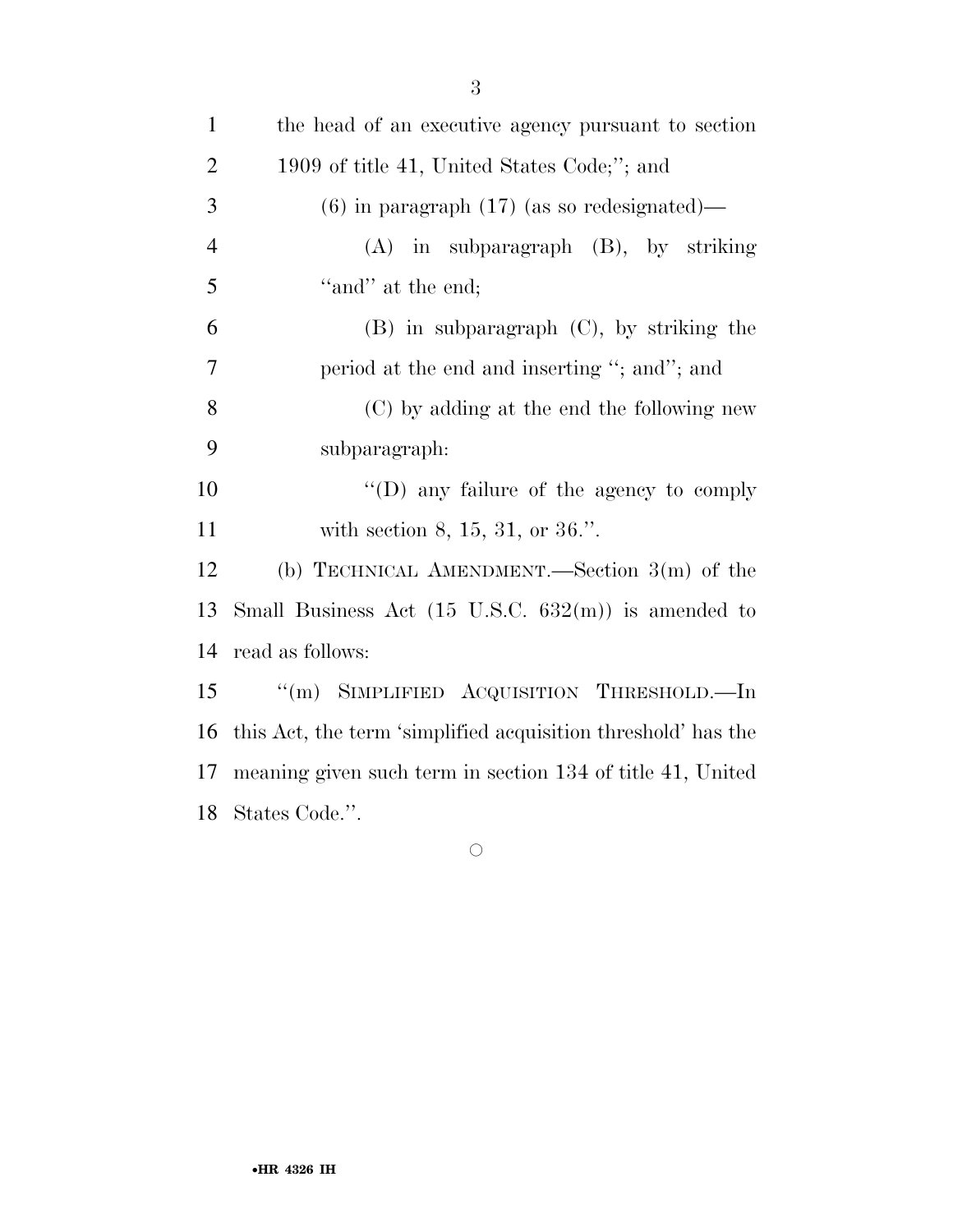the head of an executive agency pursuant to section 1909 of title 41, United States Code;''; and

(6) in paragraph (17) (as so redesignated)—

(A) in subparagraph (B), by striking ''and'' at the end;

(B) in subparagraph (C), by striking the period at the end and inserting ''; and''; and

(C) by adding at the end the following new subparagraph:

''(D) any failure of the agency to comply with section 8, 15, 31, or 36.''.

(b) TECHNICAL AMENDMENT.—Section 3(m) of the Small Business Act (15 U.S.C. 632(m)) is amended to read as follows:

''(m) SIMPLIFIED ACQUISITION THRESHOLD.—In this Act, the term 'simplified acquisition threshold' has the meaning given such term in section 134 of title 41, United States Code.''.

○